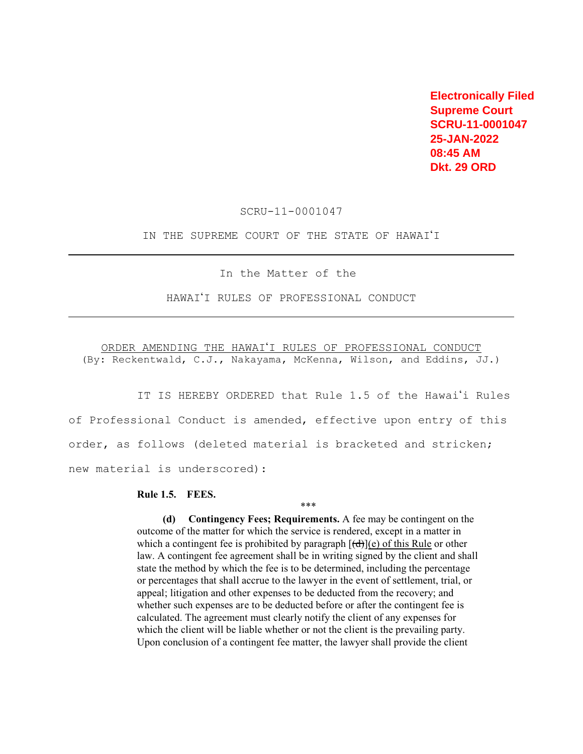Electronically Filed
Supreme Court
SCRU-11-0001047
25-JAN-2022
08:45 AM
Dkt. 29 ORD

SCRU-11-0001047

IN THE SUPREME COURT OF THE STATE OF HAWAIʻI

---

In the Matter of the

HAWAIʻI RULES OF PROFESSIONAL CONDUCT

---

ORDER AMENDING THE HAWAIʻI RULES OF PROFESSIONAL CONDUCT
(By: Recktenwald, C.J., Nakayama, McKenna, Wilson, and Eddins, JJ.)

IT IS HEREBY ORDERED that Rule 1.5 of the Hawaiʻi Rules of Professional Conduct is amended, effective upon entry of this order, as follows (deleted material is bracketed and stricken; new material is underscored):

**Rule 1.5. FEES.**

\*\*\*

**(d) Contingency Fees; Requirements.** A fee may be contingent on the outcome of the matter for which the service is rendered, except in a matter in which a contingent fee is prohibited by paragraph [~~(d)~~]<u>(e) of this Rule</u> or other law. A contingent fee agreement shall be in writing signed by the client and shall state the method by which the fee is to be determined, including the percentage or percentages that shall accrue to the lawyer in the event of settlement, trial, or appeal; litigation and other expenses to be deducted from the recovery; and whether such expenses are to be deducted before or after the contingent fee is calculated. The agreement must clearly notify the client of any expenses for which the client will be liable whether or not the client is the prevailing party. Upon conclusion of a contingent fee matter, the lawyer shall provide the client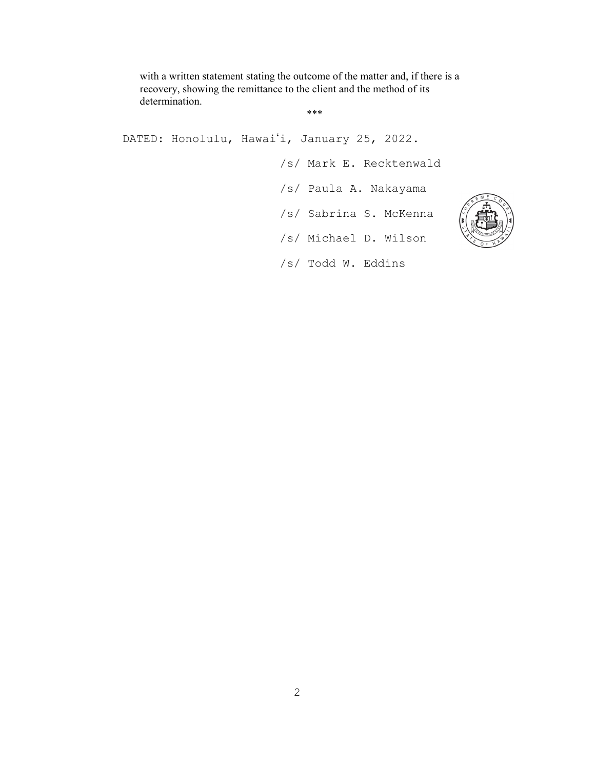with a written statement stating the outcome of the matter and, if there is a recovery, showing the remittance to the client and the method of its determination.

***

DATED: Honolulu, Hawaiʻi, January 25, 2022.

/s/ Mark E. Recktenwald

/s/ Paula A. Nakayama

/s/ Sabrina S. McKenna

/s/ Michael D. Wilson

/s/ Todd W. Eddins